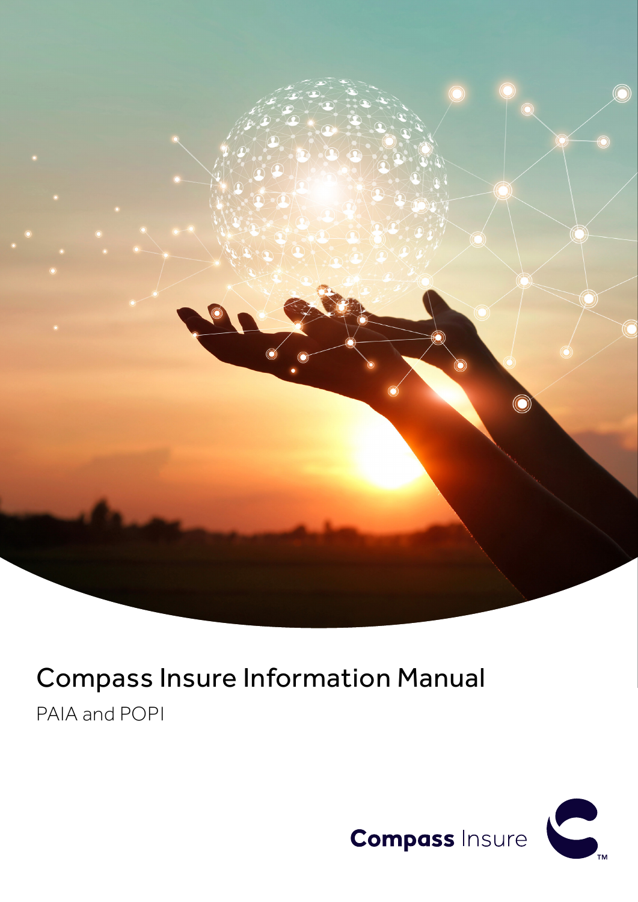# Compass Insure Information Manual

PAIA and POPI

Compass Insure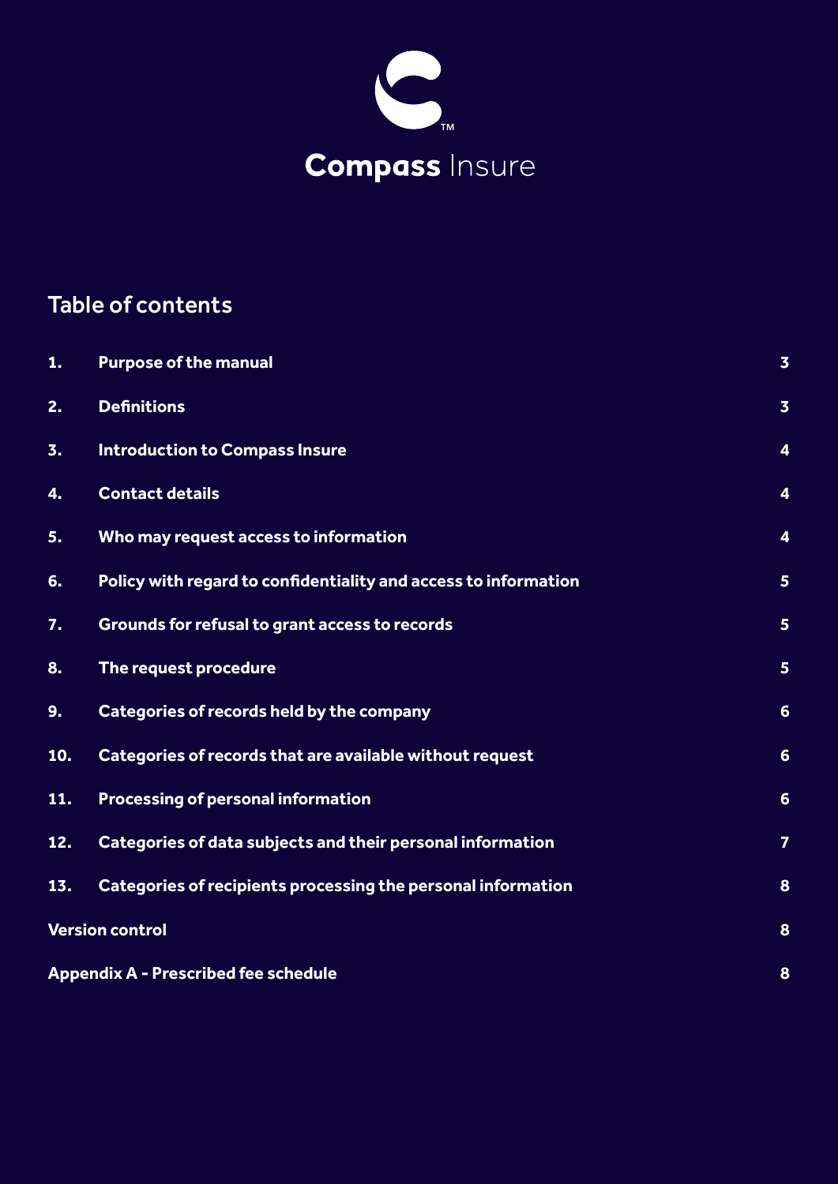Compass Insure

## Table of contents

| | | |
|---|---|---|
| **1.** | **Purpose of the manual** | **3** |
| **2.** | **Definitions** | **3** |
| **3.** | **Introduction to Compass Insure** | **4** |
| **4.** | **Contact details** | **4** |
| **5.** | **Who may request access to information** | **4** |
| **6.** | **Policy with regard to confidentiality and access to information** | **5** |
| **7.** | **Grounds for refusal to grant access to records** | **5** |
| **8.** | **The request procedure** | **5** |
| **9.** | **Categories of records held by the company** | **6** |
| **10.** | **Categories of records that are available without request** | **6** |
| **11.** | **Processing of personal information** | **6** |
| **12.** | **Categories of data subjects and their personal information** | **7** |
| **13.** | **Categories of recipients processing the personal information** | **8** |
| **Version control** | | **8** |
| **Appendix A - Prescribed fee schedule** | | **8** |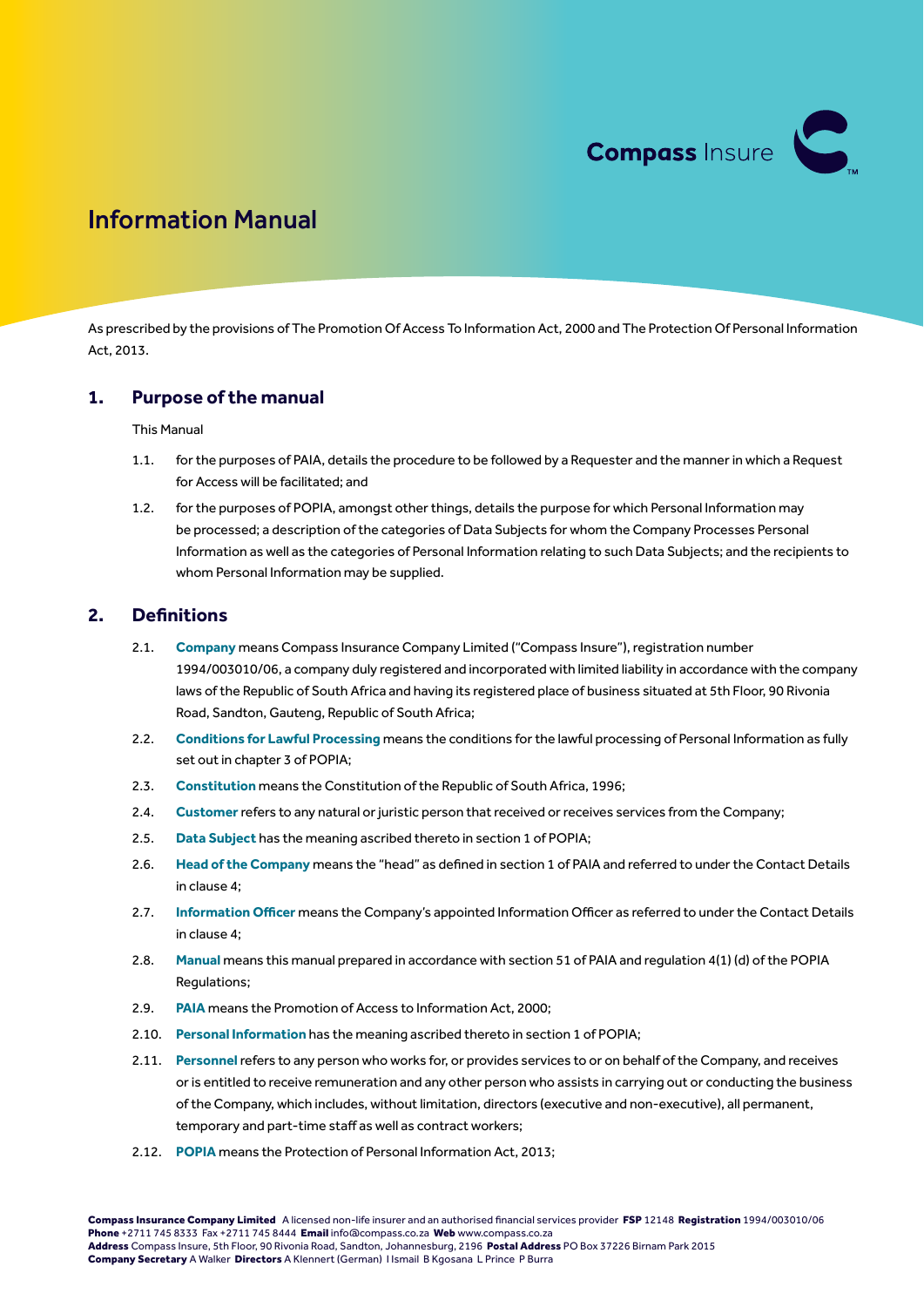# Information Manual

As prescribed by the provisions of The Promotion Of Access To Information Act, 2000 and The Protection Of Personal Information Act, 2013.

## 1. Purpose of the manual

This Manual

1.1. for the purposes of PAIA, details the procedure to be followed by a Requester and the manner in which a Request for Access will be facilitated; and

1.2. for the purposes of POPIA, amongst other things, details the purpose for which Personal Information may be processed; a description of the categories of Data Subjects for whom the Company Processes Personal Information as well as the categories of Personal Information relating to such Data Subjects; and the recipients to whom Personal Information may be supplied.

## 2. Definitions

2.1. **Company** means Compass Insurance Company Limited ("Compass Insure"), registration number 1994/003010/06, a company duly registered and incorporated with limited liability in accordance with the company laws of the Republic of South Africa and having its registered place of business situated at 5th Floor, 90 Rivonia Road, Sandton, Gauteng, Republic of South Africa;

2.2. **Conditions for Lawful Processing** means the conditions for the lawful processing of Personal Information as fully set out in chapter 3 of POPIA;

2.3. **Constitution** means the Constitution of the Republic of South Africa, 1996;

2.4. **Customer** refers to any natural or juristic person that received or receives services from the Company;

2.5. **Data Subject** has the meaning ascribed thereto in section 1 of POPIA;

2.6. **Head of the Company** means the "head" as defined in section 1 of PAIA and referred to under the Contact Details in clause 4;

2.7. **Information Officer** means the Company's appointed Information Officer as referred to under the Contact Details in clause 4;

2.8. **Manual** means this manual prepared in accordance with section 51 of PAIA and regulation 4(1) (d) of the POPIA Regulations;

2.9. **PAIA** means the Promotion of Access to Information Act, 2000;

2.10. **Personal Information** has the meaning ascribed thereto in section 1 of POPIA;

2.11. **Personnel** refers to any person who works for, or provides services to or on behalf of the Company, and receives or is entitled to receive remuneration and any other person who assists in carrying out or conducting the business of the Company, which includes, without limitation, directors (executive and non-executive), all permanent, temporary and part-time staff as well as contract workers;

2.12. **POPIA** means the Protection of Personal Information Act, 2013;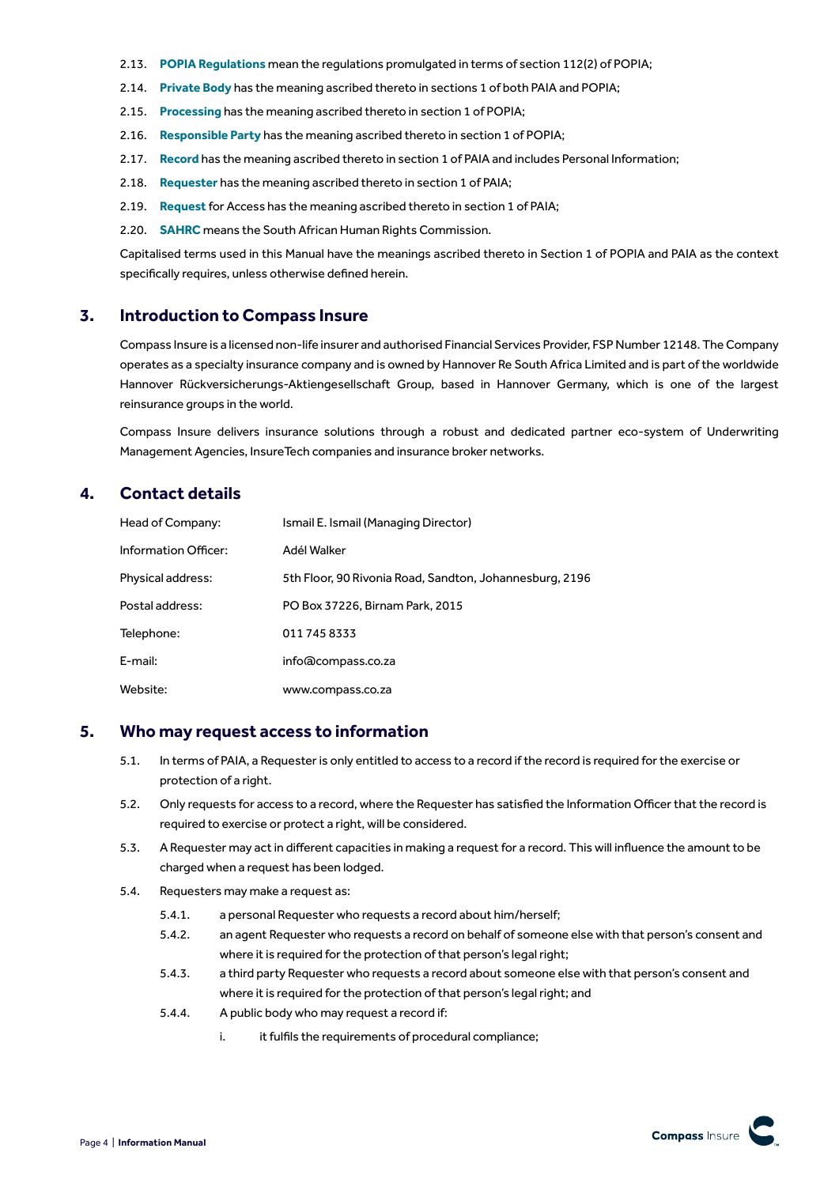2.13. **POPIA Regulations** mean the regulations promulgated in terms of section 112(2) of POPIA;

2.14. **Private Body** has the meaning ascribed thereto in sections 1 of both PAIA and POPIA;

2.15. **Processing** has the meaning ascribed thereto in section 1 of POPIA;

2.16. **Responsible Party** has the meaning ascribed thereto in section 1 of POPIA;

2.17. **Record** has the meaning ascribed thereto in section 1 of PAIA and includes Personal Information;

2.18. **Requester** has the meaning ascribed thereto in section 1 of PAIA;

2.19. **Request** for Access has the meaning ascribed thereto in section 1 of PAIA;

2.20. **SAHRC** means the South African Human Rights Commission.

Capitalised terms used in this Manual have the meanings ascribed thereto in Section 1 of POPIA and PAIA as the context specifically requires, unless otherwise defined herein.

## 3. Introduction to Compass Insure

Compass Insure is a licensed non-life insurer and authorised Financial Services Provider, FSP Number 12148. The Company operates as a specialty insurance company and is owned by Hannover Re South Africa Limited and is part of the worldwide Hannover Rückversicherungs-Aktiengesellschaft Group, based in Hannover Germany, which is one of the largest reinsurance groups in the world.

Compass Insure delivers insurance solutions through a robust and dedicated partner eco-system of Underwriting Management Agencies, InsureTech companies and insurance broker networks.

## 4. Contact details

| | |
|---|---|
| Head of Company: | Ismail E. Ismail (Managing Director) |
| Information Officer: | Adél Walker |
| Physical address: | 5th Floor, 90 Rivonia Road, Sandton, Johannesburg, 2196 |
| Postal address: | PO Box 37226, Birnam Park, 2015 |
| Telephone: | 011 745 8333 |
| E-mail: | info@compass.co.za |
| Website: | www.compass.co.za |

## 5. Who may request access to information

5.1. In terms of PAIA, a Requester is only entitled to access to a record if the record is required for the exercise or protection of a right.

5.2. Only requests for access to a record, where the Requester has satisfied the Information Officer that the record is required to exercise or protect a right, will be considered.

5.3. A Requester may act in different capacities in making a request for a record. This will influence the amount to be charged when a request has been lodged.

5.4. Requesters may make a request as:

5.4.1. a personal Requester who requests a record about him/herself;

5.4.2. an agent Requester who requests a record on behalf of someone else with that person's consent and where it is required for the protection of that person's legal right;

5.4.3. a third party Requester who requests a record about someone else with that person's consent and where it is required for the protection of that person's legal right; and

5.4.4. A public body who may request a record if:

i. it fulfils the requirements of procedural compliance;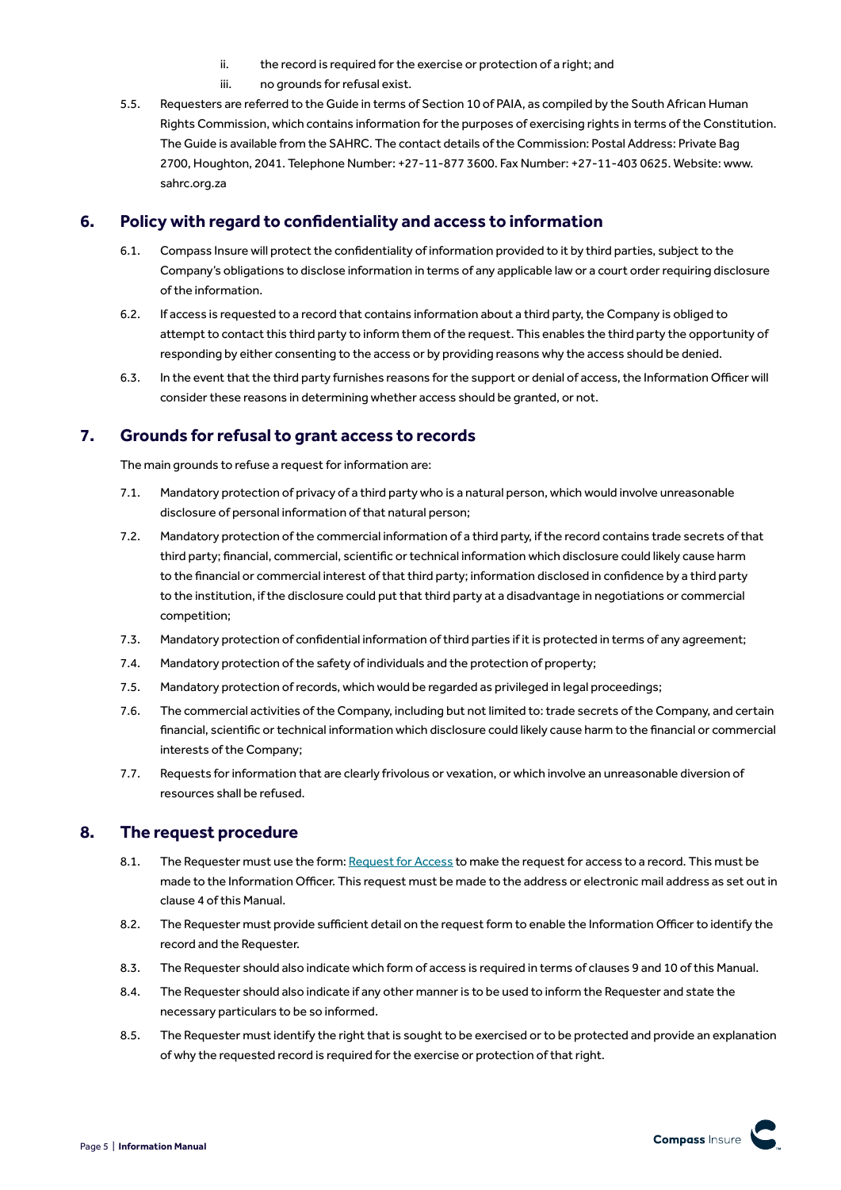ii. the record is required for the exercise or protection of a right; and

   iii. no grounds for refusal exist.

5.5. Requesters are referred to the Guide in terms of Section 10 of PAIA, as compiled by the South African Human Rights Commission, which contains information for the purposes of exercising rights in terms of the Constitution. The Guide is available from the SAHRC. The contact details of the Commission: Postal Address: Private Bag 2700, Houghton, 2041. Telephone Number: +27-11-877 3600. Fax Number: +27-11-403 0625. Website: www.sahrc.org.za

## 6. Policy with regard to confidentiality and access to information

6.1. Compass Insure will protect the confidentiality of information provided to it by third parties, subject to the Company's obligations to disclose information in terms of any applicable law or a court order requiring disclosure of the information.

6.2. If access is requested to a record that contains information about a third party, the Company is obliged to attempt to contact this third party to inform them of the request. This enables the third party the opportunity of responding by either consenting to the access or by providing reasons why the access should be denied.

6.3. In the event that the third party furnishes reasons for the support or denial of access, the Information Officer will consider these reasons in determining whether access should be granted, or not.

## 7. Grounds for refusal to grant access to records

The main grounds to refuse a request for information are:

7.1. Mandatory protection of privacy of a third party who is a natural person, which would involve unreasonable disclosure of personal information of that natural person;

7.2. Mandatory protection of the commercial information of a third party, if the record contains trade secrets of that third party; financial, commercial, scientific or technical information which disclosure could likely cause harm to the financial or commercial interest of that third party; information disclosed in confidence by a third party to the institution, if the disclosure could put that third party at a disadvantage in negotiations or commercial competition;

7.3. Mandatory protection of confidential information of third parties if it is protected in terms of any agreement;

7.4. Mandatory protection of the safety of individuals and the protection of property;

7.5. Mandatory protection of records, which would be regarded as privileged in legal proceedings;

7.6. The commercial activities of the Company, including but not limited to: trade secrets of the Company, and certain financial, scientific or technical information which disclosure could likely cause harm to the financial or commercial interests of the Company;

7.7. Requests for information that are clearly frivolous or vexation, or which involve an unreasonable diversion of resources shall be refused.

## 8. The request procedure

8.1. The Requester must use the form: Request for Access to make the request for access to a record. This must be made to the Information Officer. This request must be made to the address or electronic mail address as set out in clause 4 of this Manual.

8.2. The Requester must provide sufficient detail on the request form to enable the Information Officer to identify the record and the Requester.

8.3. The Requester should also indicate which form of access is required in terms of clauses 9 and 10 of this Manual.

8.4. The Requester should also indicate if any other manner is to be used to inform the Requester and state the necessary particulars to be so informed.

8.5. The Requester must identify the right that is sought to be exercised or to be protected and provide an explanation of why the requested record is required for the exercise or protection of that right.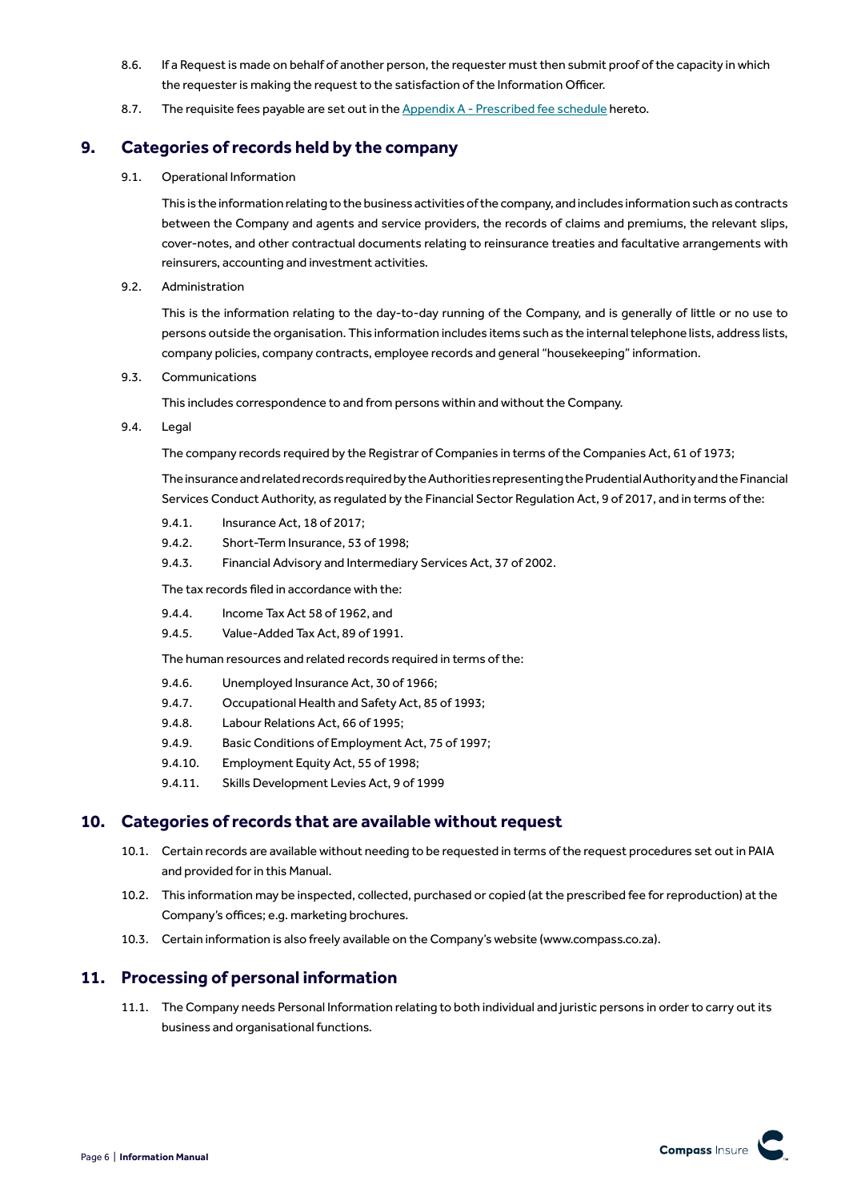8.6. If a Request is made on behalf of another person, the requester must then submit proof of the capacity in which the requester is making the request to the satisfaction of the Information Officer.

8.7. The requisite fees payable are set out in the [Appendix A - Prescribed fee schedule] hereto.

## 9. Categories of records held by the company

9.1. Operational Information

This is the information relating to the business activities of the company, and includes information such as contracts between the Company and agents and service providers, the records of claims and premiums, the relevant slips, cover-notes, and other contractual documents relating to reinsurance treaties and facultative arrangements with reinsurers, accounting and investment activities.

9.2. Administration

This is the information relating to the day-to-day running of the Company, and is generally of little or no use to persons outside the organisation. This information includes items such as the internal telephone lists, address lists, company policies, company contracts, employee records and general "housekeeping" information.

9.3. Communications

This includes correspondence to and from persons within and without the Company.

9.4. Legal

The company records required by the Registrar of Companies in terms of the Companies Act, 61 of 1973;

The insurance and related records required by the Authorities representing the Prudential Authority and the Financial Services Conduct Authority, as regulated by the Financial Sector Regulation Act, 9 of 2017, and in terms of the:

9.4.1. Insurance Act, 18 of 2017;

9.4.2. Short-Term Insurance, 53 of 1998;

9.4.3. Financial Advisory and Intermediary Services Act, 37 of 2002.

The tax records filed in accordance with the:

9.4.4. Income Tax Act 58 of 1962, and

9.4.5. Value-Added Tax Act, 89 of 1991.

The human resources and related records required in terms of the:

9.4.6. Unemployed Insurance Act, 30 of 1966;

9.4.7. Occupational Health and Safety Act, 85 of 1993;

9.4.8. Labour Relations Act, 66 of 1995;

9.4.9. Basic Conditions of Employment Act, 75 of 1997;

9.4.10. Employment Equity Act, 55 of 1998;

9.4.11. Skills Development Levies Act, 9 of 1999

## 10. Categories of records that are available without request

10.1. Certain records are available without needing to be requested in terms of the request procedures set out in PAIA and provided for in this Manual.

10.2. This information may be inspected, collected, purchased or copied (at the prescribed fee for reproduction) at the Company's offices; e.g. marketing brochures.

10.3. Certain information is also freely available on the Company's website (www.compass.co.za).

## 11. Processing of personal information

11.1. The Company needs Personal Information relating to both individual and juristic persons in order to carry out its business and organisational functions.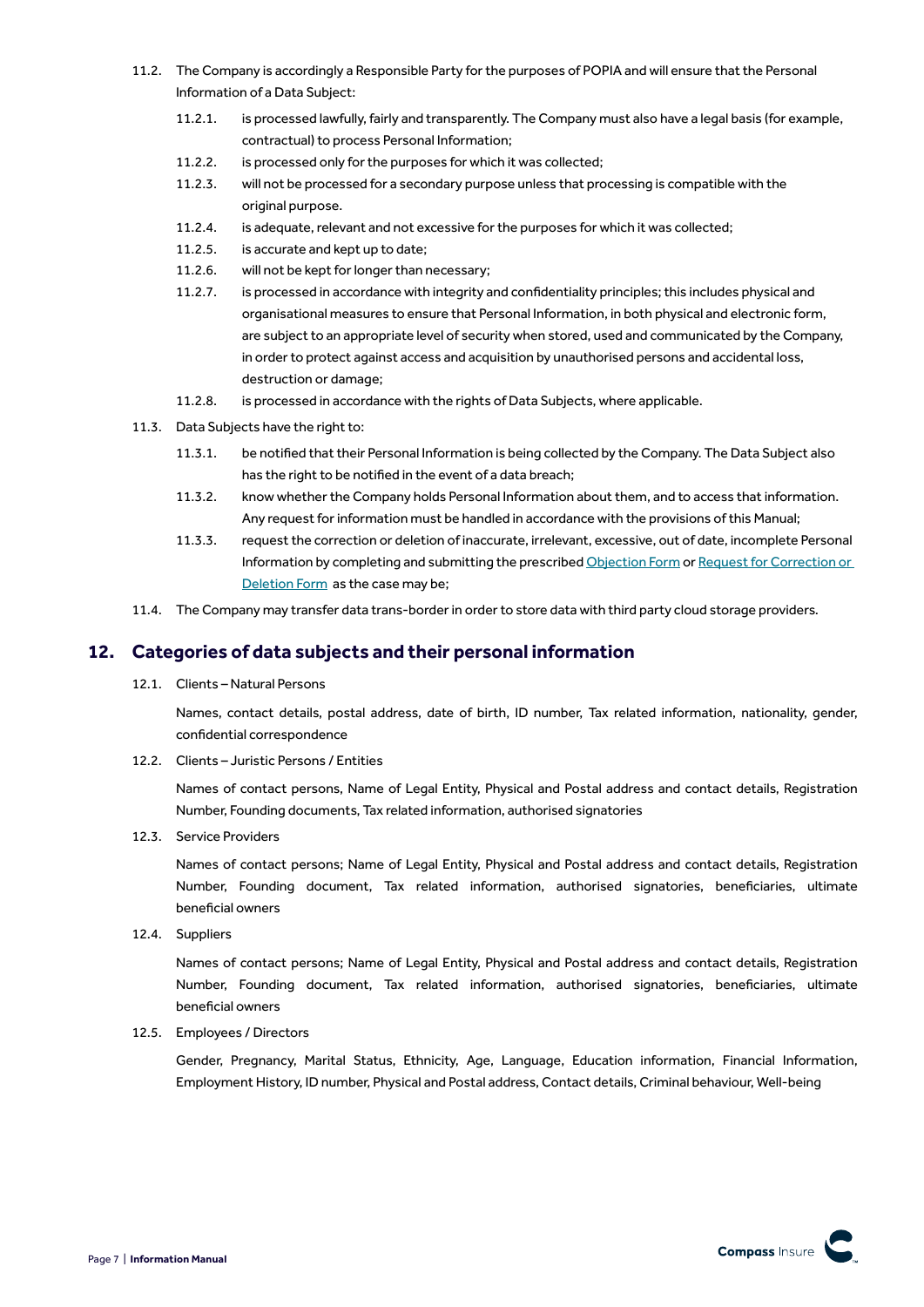11.2. The Company is accordingly a Responsible Party for the purposes of POPIA and will ensure that the Personal Information of a Data Subject:

   11.2.1. is processed lawfully, fairly and transparently. The Company must also have a legal basis (for example, contractual) to process Personal Information;

   11.2.2. is processed only for the purposes for which it was collected;

   11.2.3. will not be processed for a secondary purpose unless that processing is compatible with the original purpose.

   11.2.4. is adequate, relevant and not excessive for the purposes for which it was collected;

   11.2.5. is accurate and kept up to date;

   11.2.6. will not be kept for longer than necessary;

   11.2.7. is processed in accordance with integrity and confidentiality principles; this includes physical and organisational measures to ensure that Personal Information, in both physical and electronic form, are subject to an appropriate level of security when stored, used and communicated by the Company, in order to protect against access and acquisition by unauthorised persons and accidental loss, destruction or damage;

   11.2.8. is processed in accordance with the rights of Data Subjects, where applicable.

11.3. Data Subjects have the right to:

   11.3.1. be notified that their Personal Information is being collected by the Company. The Data Subject also has the right to be notified in the event of a data breach;

   11.3.2. know whether the Company holds Personal Information about them, and to access that information. Any request for information must be handled in accordance with the provisions of this Manual;

   11.3.3. request the correction or deletion of inaccurate, irrelevant, excessive, out of date, incomplete Personal Information by completing and submitting the prescribed Objection Form or Request for Correction or Deletion Form as the case may be;

11.4. The Company may transfer data trans-border in order to store data with third party cloud storage providers.

## 12. Categories of data subjects and their personal information

12.1. Clients – Natural Persons

Names, contact details, postal address, date of birth, ID number, Tax related information, nationality, gender, confidential correspondence

12.2. Clients – Juristic Persons / Entities

Names of contact persons, Name of Legal Entity, Physical and Postal address and contact details, Registration Number, Founding documents, Tax related information, authorised signatories

12.3. Service Providers

Names of contact persons; Name of Legal Entity, Physical and Postal address and contact details, Registration Number, Founding document, Tax related information, authorised signatories, beneficiaries, ultimate beneficial owners

12.4. Suppliers

Names of contact persons; Name of Legal Entity, Physical and Postal address and contact details, Registration Number, Founding document, Tax related information, authorised signatories, beneficiaries, ultimate beneficial owners

12.5. Employees / Directors

Gender, Pregnancy, Marital Status, Ethnicity, Age, Language, Education information, Financial Information, Employment History, ID number, Physical and Postal address, Contact details, Criminal behaviour, Well-being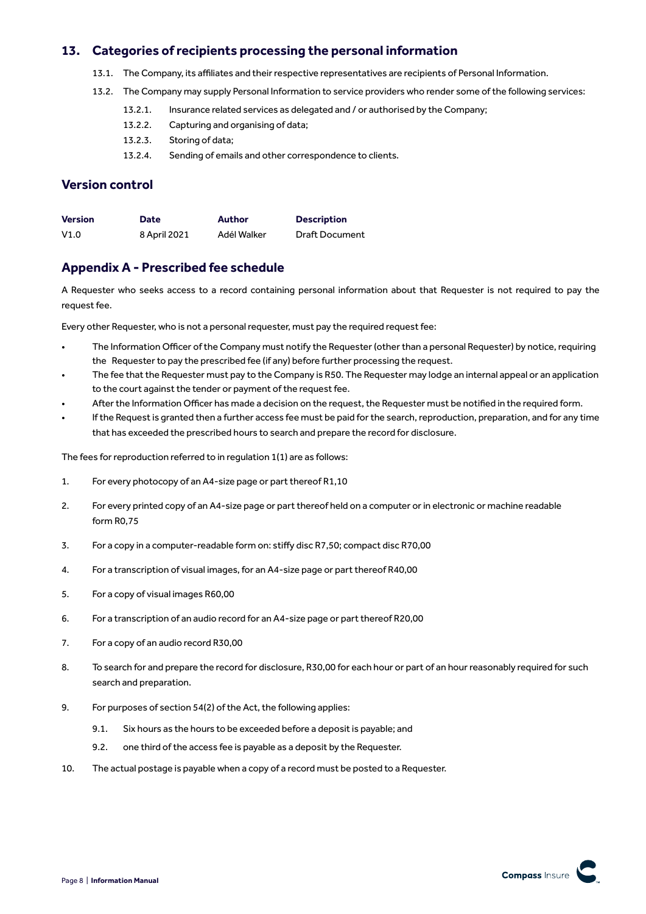## 13. Categories of recipients processing the personal information

13.1. The Company, its affiliates and their respective representatives are recipients of Personal Information.

13.2. The Company may supply Personal Information to service providers who render some of the following services:

13.2.1. Insurance related services as delegated and / or authorised by the Company;

13.2.2. Capturing and organising of data;

13.2.3. Storing of data;

13.2.4. Sending of emails and other correspondence to clients.

## Version control

| Version | Date | Author | Description |
|---|---|---|---|
| V1.0 | 8 April 2021 | Adél Walker | Draft Document |

## Appendix A - Prescribed fee schedule

A Requester who seeks access to a record containing personal information about that Requester is not required to pay the request fee.

Every other Requester, who is not a personal requester, must pay the required request fee:

- The Information Officer of the Company must notify the Requester (other than a personal Requester) by notice, requiring the Requester to pay the prescribed fee (if any) before further processing the request.
- The fee that the Requester must pay to the Company is R50. The Requester may lodge an internal appeal or an application to the court against the tender or payment of the request fee.
- After the Information Officer has made a decision on the request, the Requester must be notified in the required form.
- If the Request is granted then a further access fee must be paid for the search, reproduction, preparation, and for any time that has exceeded the prescribed hours to search and prepare the record for disclosure.

The fees for reproduction referred to in regulation 1(1) are as follows:

1. For every photocopy of an A4-size page or part thereof R1,10
2. For every printed copy of an A4-size page or part thereof held on a computer or in electronic or machine readable form R0,75
3. For a copy in a computer-readable form on: stiffy disc R7,50; compact disc R70,00
4. For a transcription of visual images, for an A4-size page or part thereof R40,00
5. For a copy of visual images R60,00
6. For a transcription of an audio record for an A4-size page or part thereof R20,00
7. For a copy of an audio record R30,00
8. To search for and prepare the record for disclosure, R30,00 for each hour or part of an hour reasonably required for such search and preparation.
9. For purposes of section 54(2) of the Act, the following applies:

   9.1. Six hours as the hours to be exceeded before a deposit is payable; and

   9.2. one third of the access fee is payable as a deposit by the Requester.
10. The actual postage is payable when a copy of a record must be posted to a Requester.